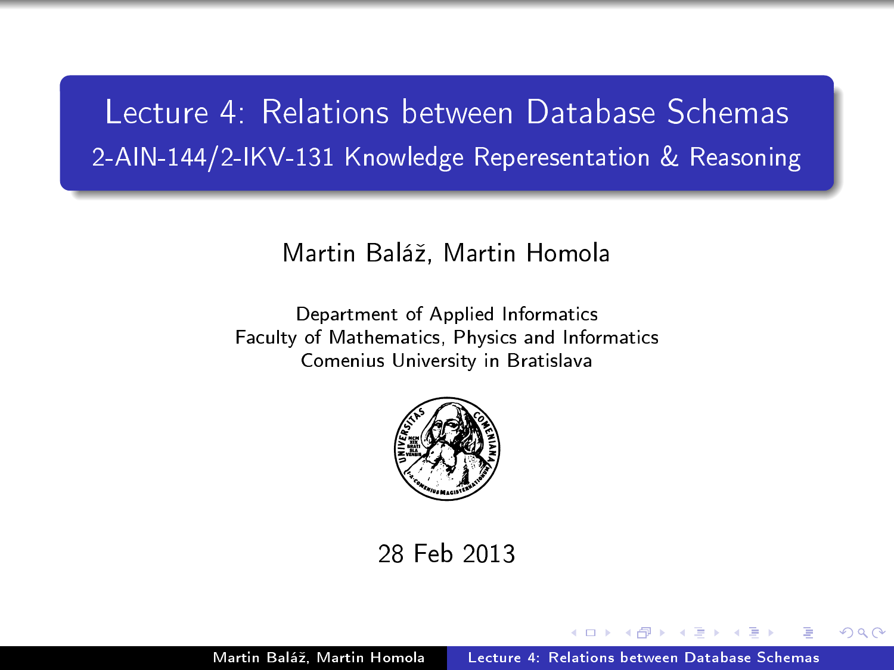# Lecture 4: Relations between Database Schemas

## 2-AIN-144/2-IKV-131 Knowledge Reperesentation & Reasoning

Martin Baláž, Martin Homola

Department of Applied Informatics
Faculty of Mathematics, Physics and Informatics
Comenius University in Bratislava

28 Feb 2013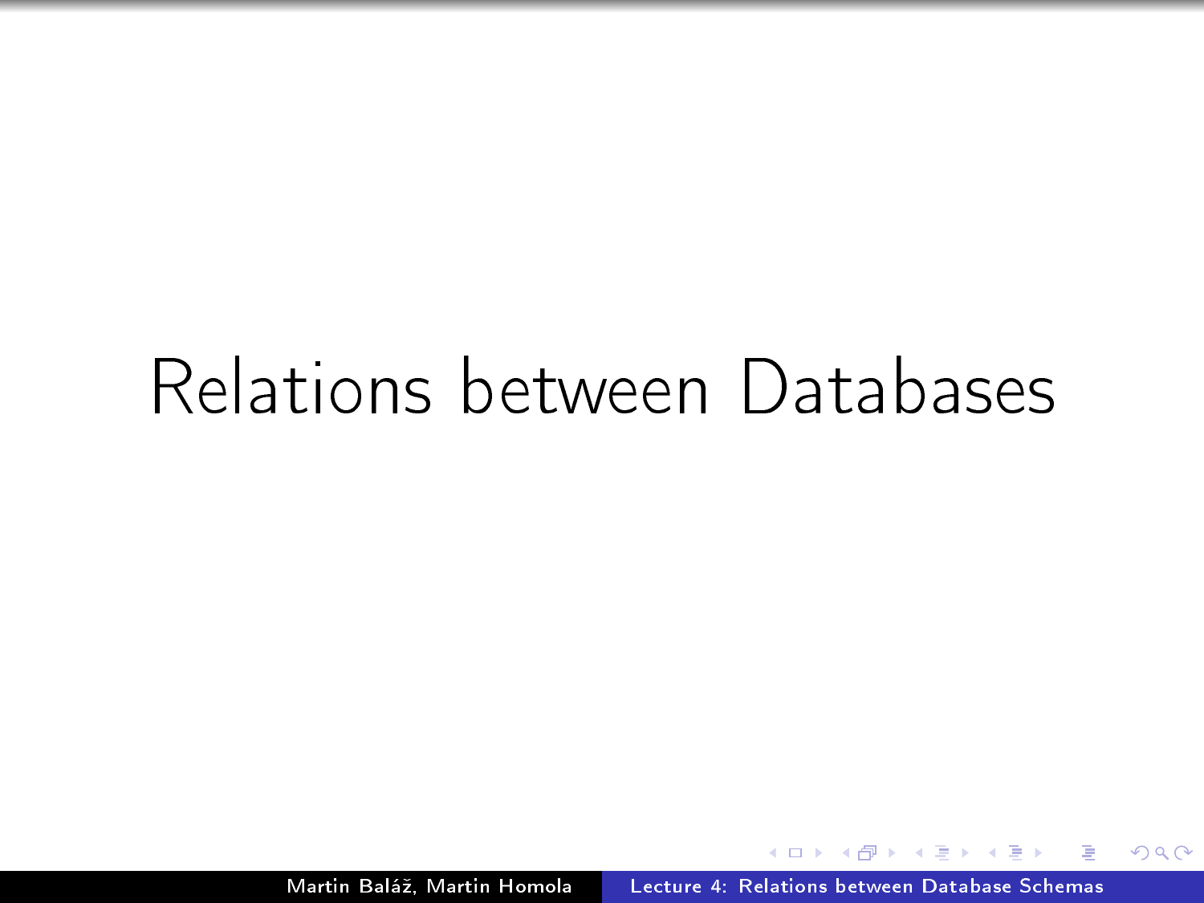# Relations between Databases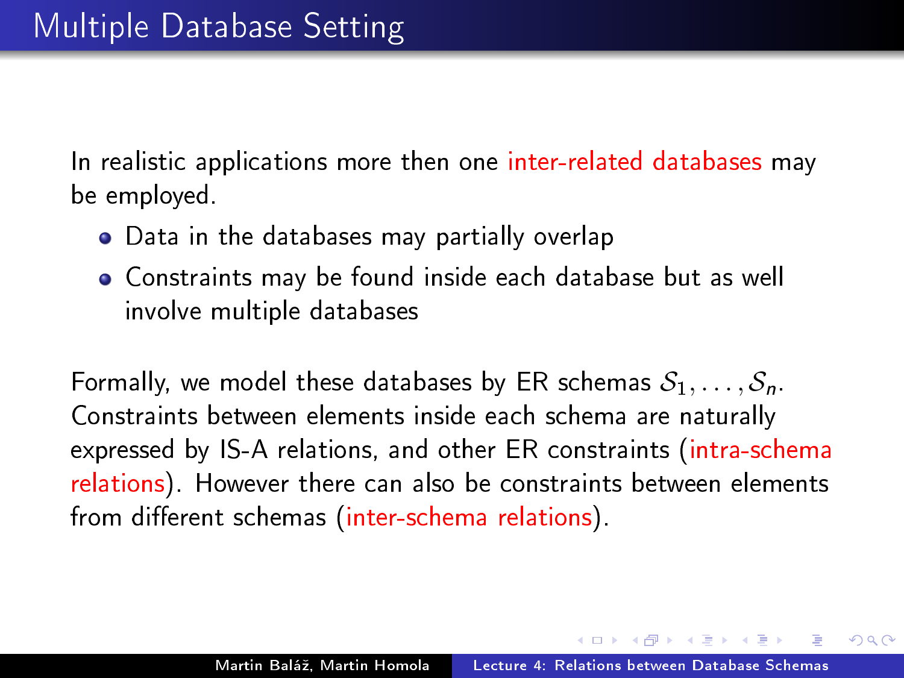# Multiple Database Setting

In realistic applications more then one inter-related databases may be employed.

- Data in the databases may partially overlap
- Constraints may be found inside each database but as well involve multiple databases

Formally, we model these databases by ER schemas $\mathcal{S}_1, \dots, \mathcal{S}_n$. Constraints between elements inside each schema are naturally expressed by IS-A relations, and other ER constraints (intra-schema relations). However there can also be constraints between elements from different schemas (inter-schema relations).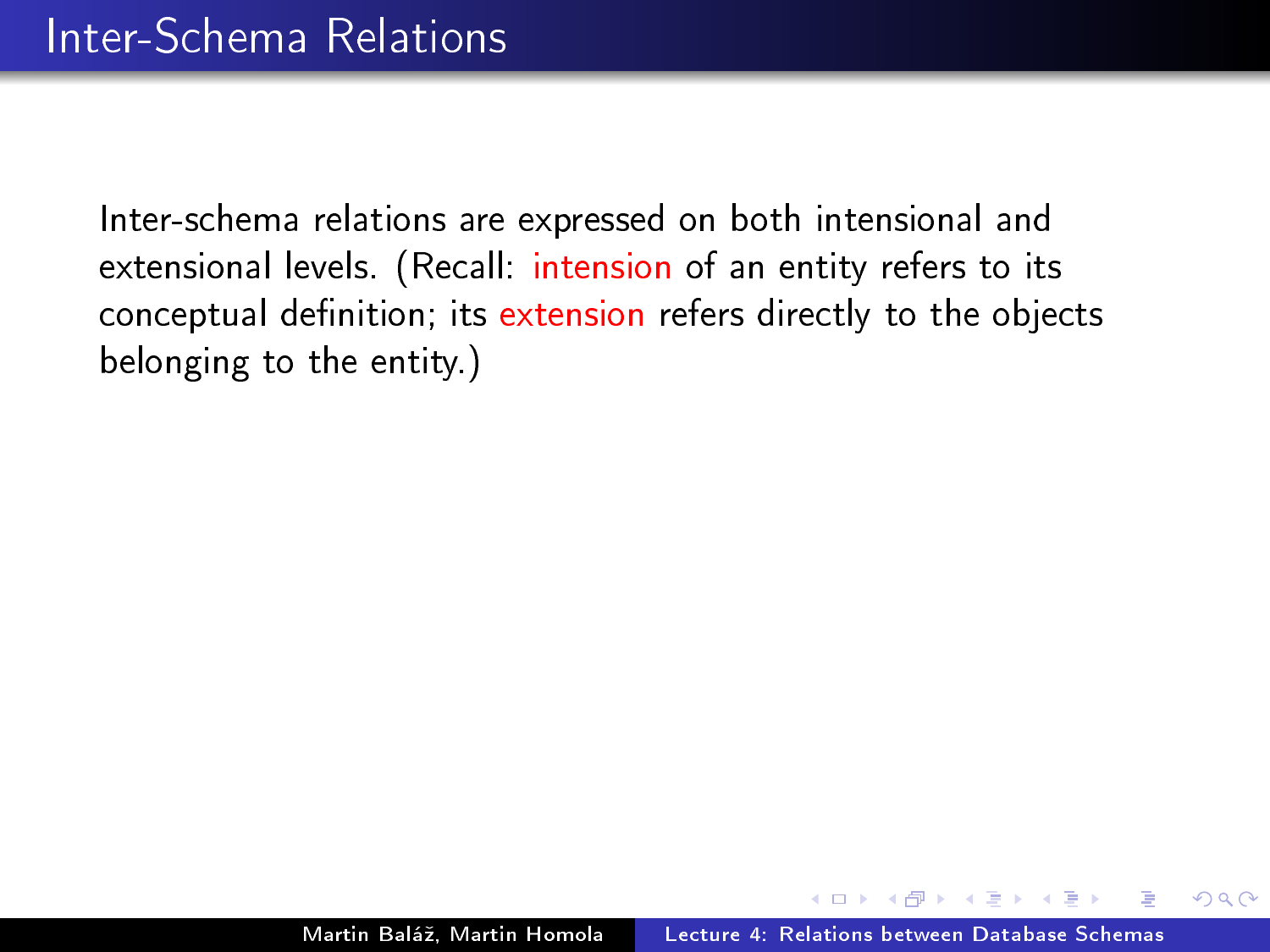# Inter-Schema Relations

Inter-schema relations are expressed on both intensional and extensional levels. (Recall: intension of an entity refers to its conceptual definition; its extension refers directly to the objects belonging to the entity.)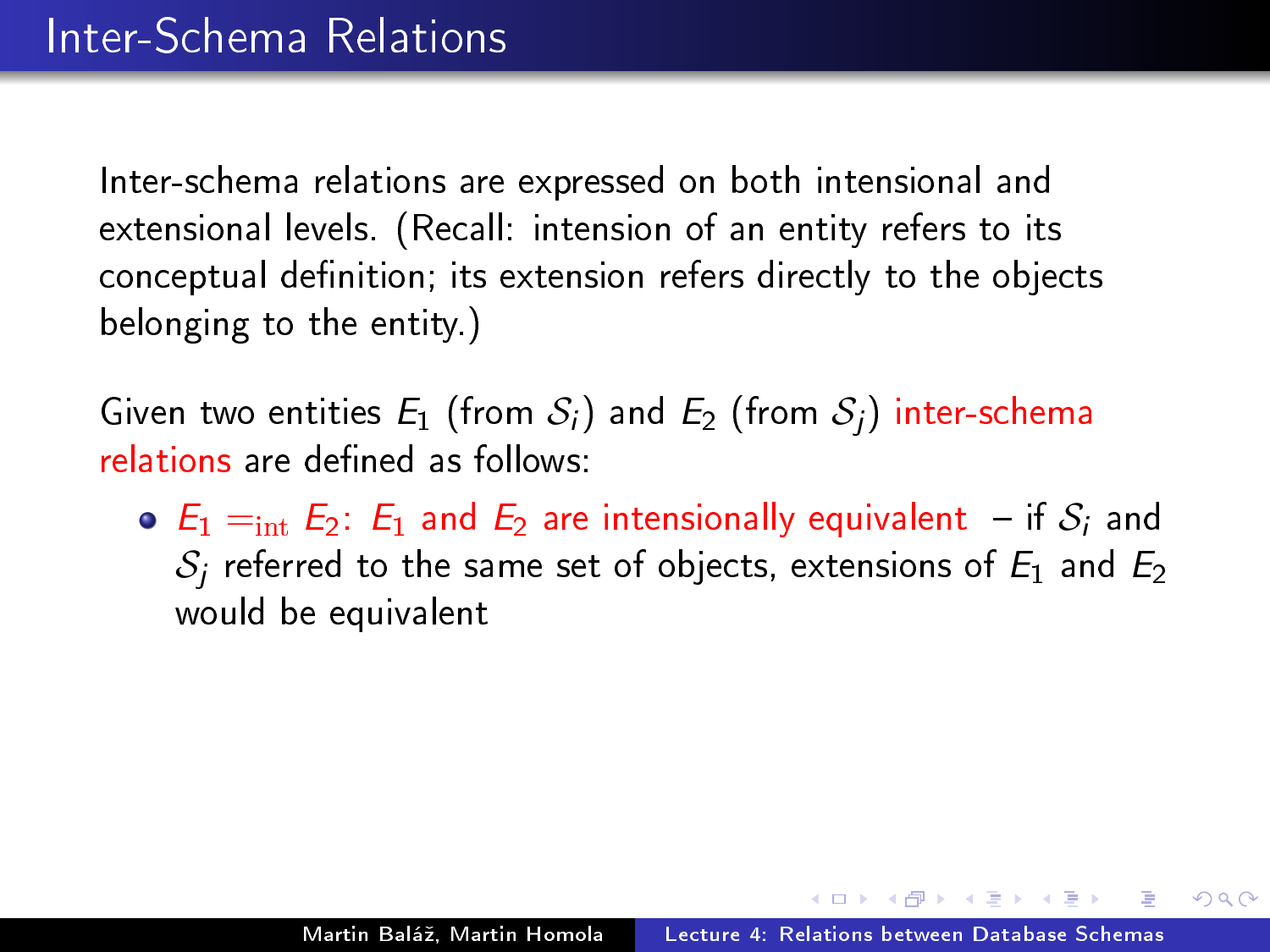# Inter-Schema Relations

Inter-schema relations are expressed on both intensional and extensional levels. (Recall: intension of an entity refers to its conceptual definition; its extension refers directly to the objects belonging to the entity.)

Given two entities $E_1$ (from $\mathcal{S}_i$) and $E_2$ (from $\mathcal{S}_j$) inter-schema relations are defined as follows:

- $E_1 =_{\text{int}} E_2$: $E_1$ and $E_2$ are intensionally equivalent – if $\mathcal{S}_i$ and $\mathcal{S}_j$ referred to the same set of objects, extensions of $E_1$ and $E_2$ would be equivalent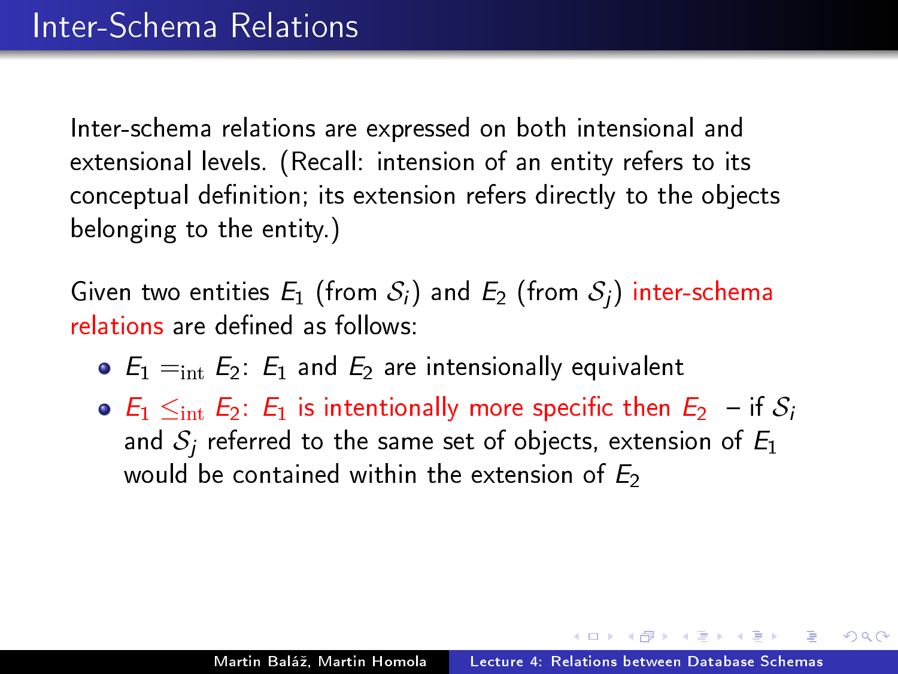# Inter-Schema Relations

Inter-schema relations are expressed on both intensional and extensional levels. (Recall: intension of an entity refers to its conceptual definition; its extension refers directly to the objects belonging to the entity.)

Given two entities $E_1$ (from $\mathcal{S}_i$) and $E_2$ (from $\mathcal{S}_j$) inter-schema relations are defined as follows:

- $E_1 =_{\text{int}} E_2$: $E_1$ and $E_2$ are intensionally equivalent
- $E_1 \leq_{\text{int}} E_2$: $E_1$ is intentionally more specific then $E_2$ – if $\mathcal{S}_i$ and $\mathcal{S}_j$ referred to the same set of objects, extension of $E_1$ would be contained within the extension of $E_2$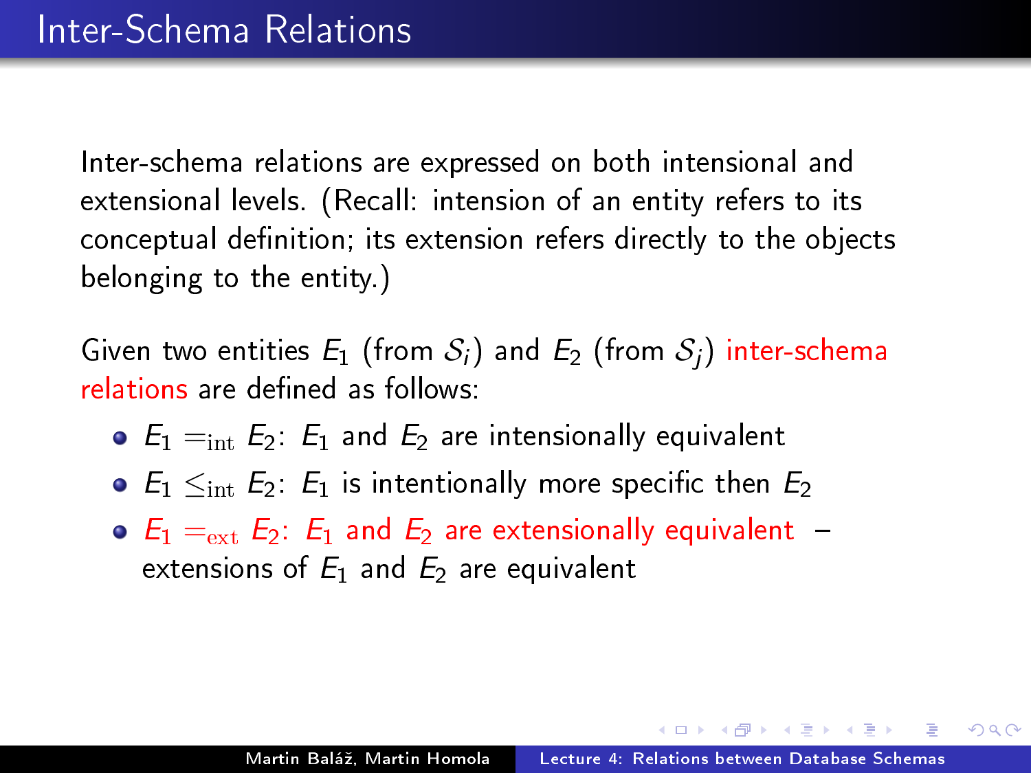# Inter-Schema Relations

Inter-schema relations are expressed on both intensional and extensional levels. (Recall: intension of an entity refers to its conceptual definition; its extension refers directly to the objects belonging to the entity.)

Given two entities $E_1$ (from $\mathcal{S}_i$) and $E_2$ (from $\mathcal{S}_j$) inter-schema relations are defined as follows:

- $E_1 =_{\text{int}} E_2$: $E_1$ and $E_2$ are intensionally equivalent
- $E_1 \leq_{\text{int}} E_2$: $E_1$ is intentionally more specific then $E_2$
- $E_1 =_{\text{ext}} E_2$: $E_1$ and $E_2$ are extensionally equivalent – extensions of $E_1$ and $E_2$ are equivalent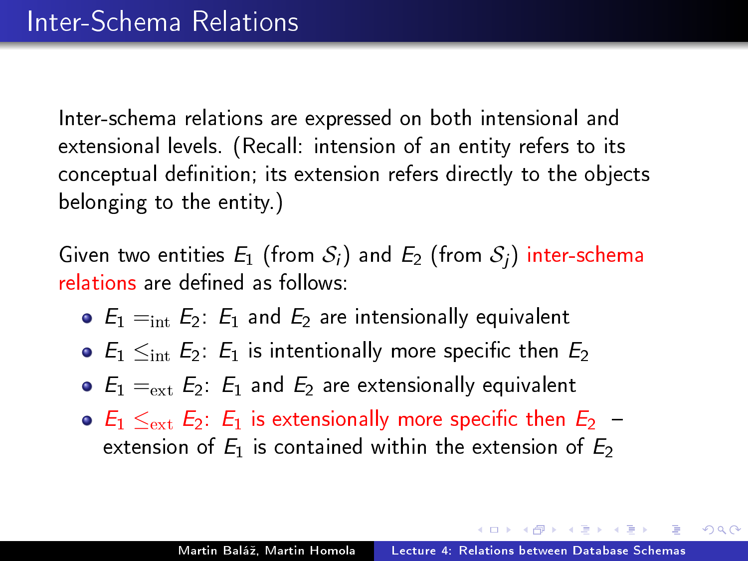# Inter-Schema Relations

Inter-schema relations are expressed on both intensional and extensional levels. (Recall: intension of an entity refers to its conceptual definition; its extension refers directly to the objects belonging to the entity.)

Given two entities $E_1$ (from $\mathcal{S}_i$) and $E_2$ (from $\mathcal{S}_j$) inter-schema relations are defined as follows:

- $E_1 =_{\mathrm{int}} E_2$: $E_1$ and $E_2$ are intensionally equivalent
- $E_1 \leq_{\mathrm{int}} E_2$: $E_1$ is intentionally more specific then $E_2$
- $E_1 =_{\mathrm{ext}} E_2$: $E_1$ and $E_2$ are extensionally equivalent
- $E_1 \leq_{\mathrm{ext}} E_2$: $E_1$ is extensionally more specific then $E_2$ – extension of $E_1$ is contained within the extension of $E_2$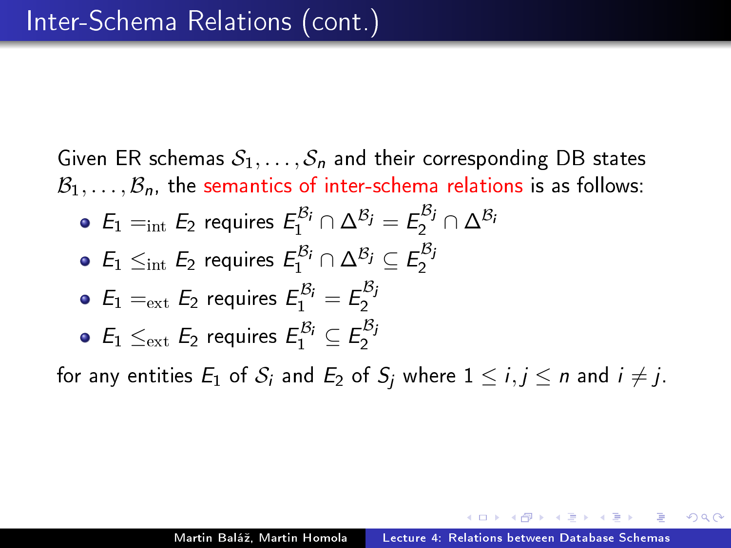# Inter-Schema Relations (cont.)

Given ER schemas $\mathcal{S}_1, \ldots, \mathcal{S}_n$ and their corresponding DB states $\mathcal{B}_1, \ldots, \mathcal{B}_n$, the semantics of inter-schema relations is as follows:

- $E_1 =_{\text{int}} E_2$ requires $E_1^{\mathcal{B}_i} \cap \Delta^{\mathcal{B}_j} = E_2^{\mathcal{B}_j} \cap \Delta^{\mathcal{B}_i}$
- $E_1 \leq_{\text{int}} E_2$ requires $E_1^{\mathcal{B}_i} \cap \Delta^{\mathcal{B}_j} \subseteq E_2^{\mathcal{B}_j}$
- $E_1 =_{\text{ext}} E_2$ requires $E_1^{\mathcal{B}_i} = E_2^{\mathcal{B}_j}$
- $E_1 \leq_{\text{ext}} E_2$ requires $E_1^{\mathcal{B}_i} \subseteq E_2^{\mathcal{B}_j}$

for any entities $E_1$ of $\mathcal{S}_i$ and $E_2$ of $S_j$ where $1 \leq i, j \leq n$ and $i \neq j$.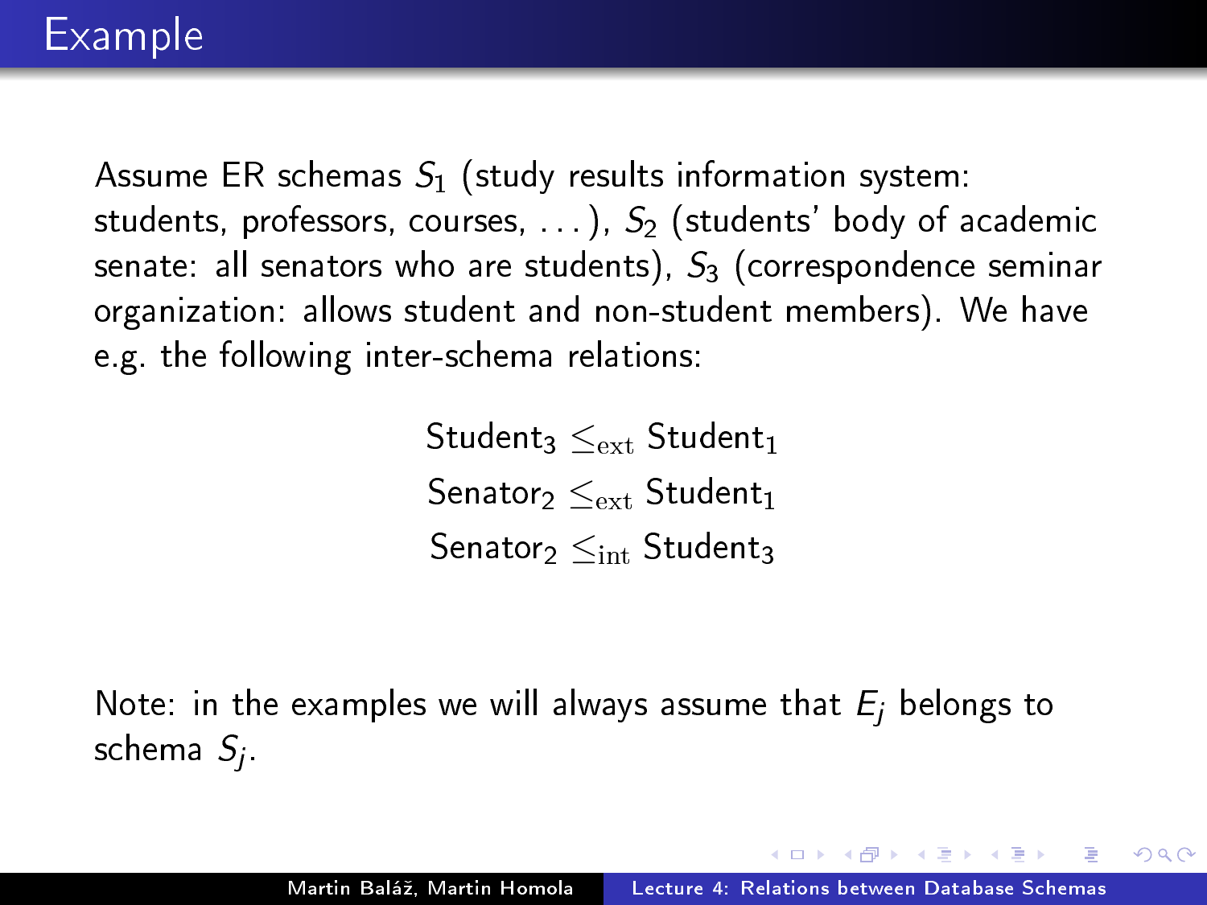# Example

Assume ER schemas $S_1$ (study results information system: students, professors, courses, ...), $S_2$ (students' body of academic senate: all senators who are students), $S_3$ (correspondence seminar organization: allows student and non-student members). We have e.g. the following inter-schema relations:

$$\text{Student}_3 \leq_{\text{ext}} \text{Student}_1$$
$$\text{Senator}_2 \leq_{\text{ext}} \text{Student}_1$$
$$\text{Senator}_2 \leq_{\text{int}} \text{Student}_3$$

Note: in the examples we will always assume that $E_j$ belongs to schema $S_j$.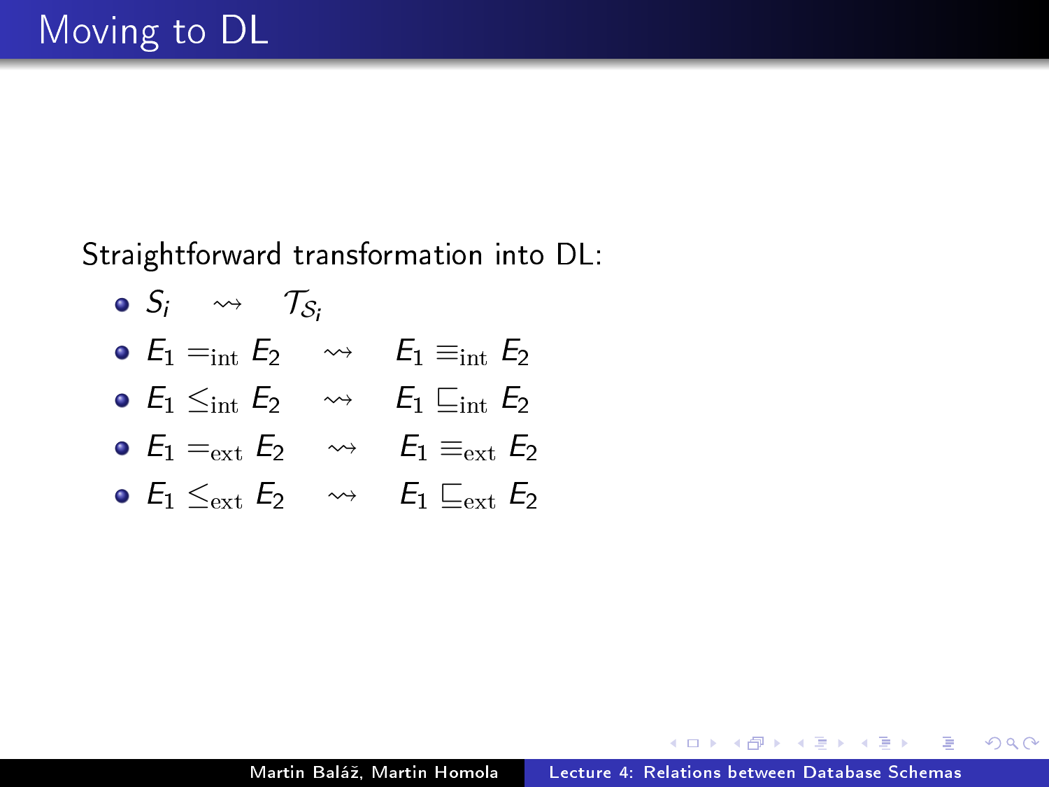# Moving to DL

Straightforward transformation into DL:

- $S_i \quad \rightsquigarrow \quad \mathcal{T}_{S_i}$
- $E_1 =_{\mathrm{int}} E_2 \quad \rightsquigarrow \quad E_1 \equiv_{\mathrm{int}} E_2$
- $E_1 \leq_{\mathrm{int}} E_2 \quad \rightsquigarrow \quad E_1 \sqsubseteq_{\mathrm{int}} E_2$
- $E_1 =_{\mathrm{ext}} E_2 \quad \rightsquigarrow \quad E_1 \equiv_{\mathrm{ext}} E_2$
- $E_1 \leq_{\mathrm{ext}} E_2 \quad \rightsquigarrow \quad E_1 \sqsubseteq_{\mathrm{ext}} E_2$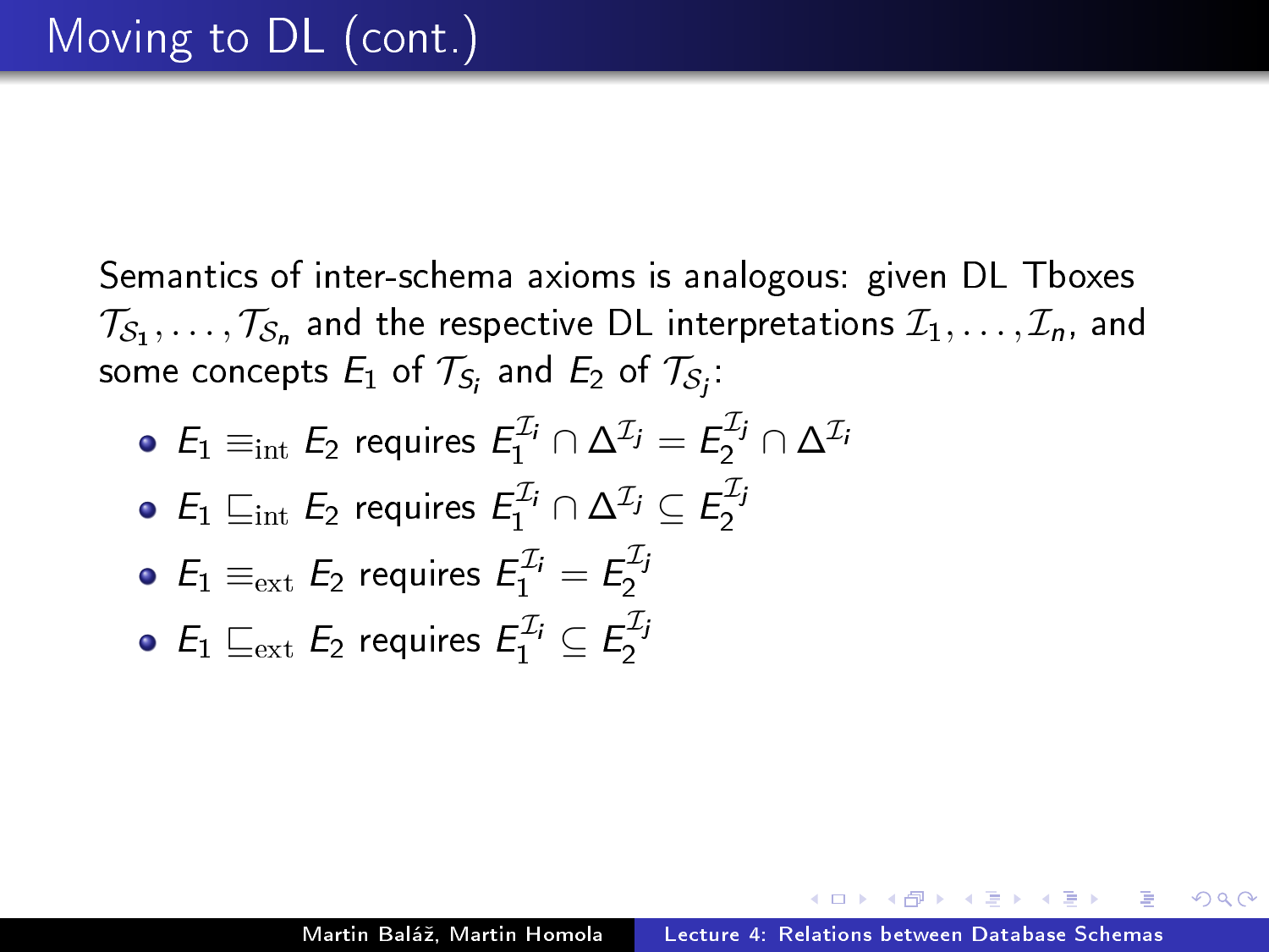# Moving to DL (cont.)

Semantics of inter-schema axioms is analogous: given DL Tboxes $\mathcal{T}_{\mathcal{S}_1}, \dots, \mathcal{T}_{\mathcal{S}_n}$ and the respective DL interpretations $\mathcal{I}_1, \dots, \mathcal{I}_n$, and some concepts $E_1$ of $\mathcal{T}_{\mathcal{S}_i}$ and $E_2$ of $\mathcal{T}_{\mathcal{S}_j}$:

- $E_1 \equiv_{\mathrm{int}} E_2$ requires $E_1^{\mathcal{I}_i} \cap \Delta^{\mathcal{I}_j} = E_2^{\mathcal{I}_j} \cap \Delta^{\mathcal{I}_i}$
- $E_1 \sqsubseteq_{\mathrm{int}} E_2$ requires $E_1^{\mathcal{I}_i} \cap \Delta^{\mathcal{I}_j} \subseteq E_2^{\mathcal{I}_j}$
- $E_1 \equiv_{\mathrm{ext}} E_2$ requires $E_1^{\mathcal{I}_i} = E_2^{\mathcal{I}_j}$
- $E_1 \sqsubseteq_{\mathrm{ext}} E_2$ requires $E_1^{\mathcal{I}_i} \subseteq E_2^{\mathcal{I}_j}$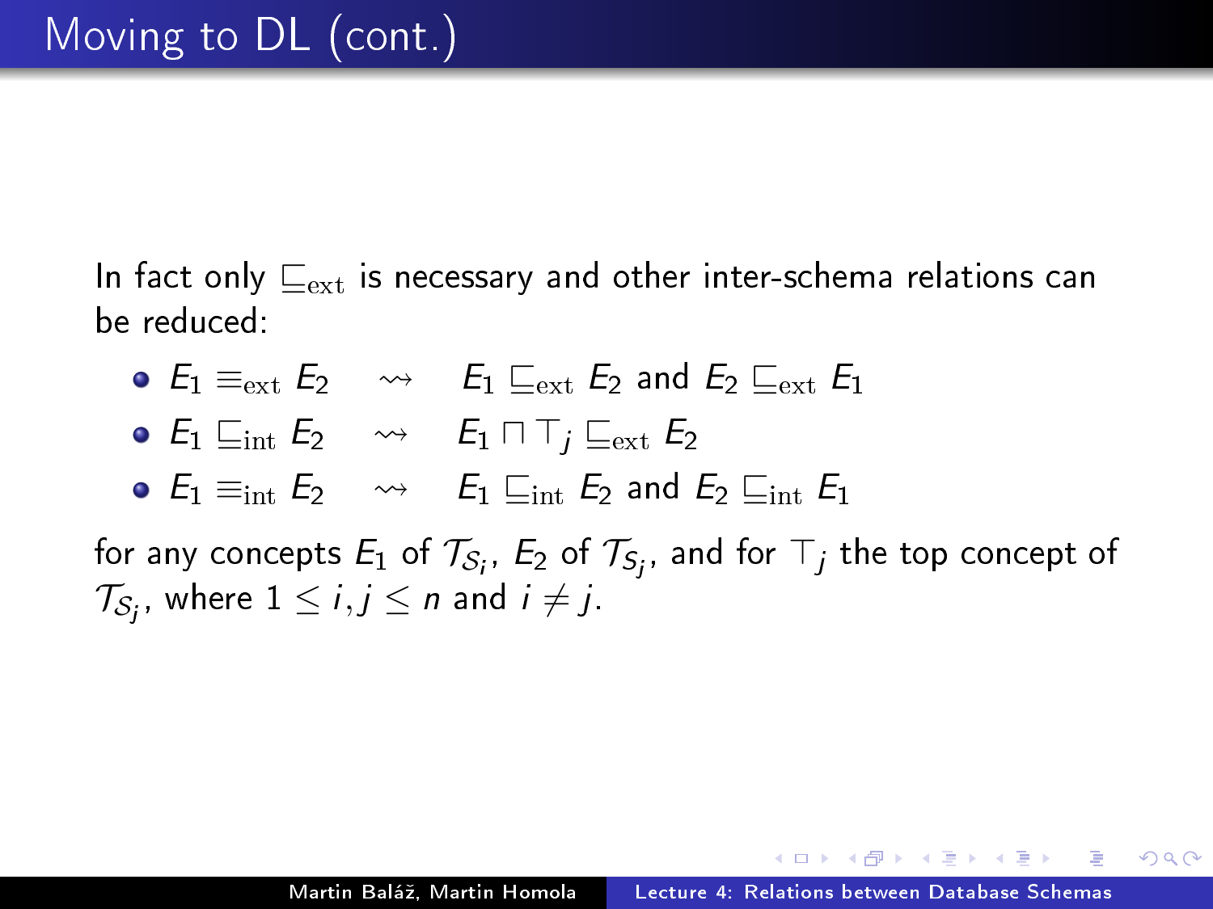# Moving to DL (cont.)

In fact only $\sqsubseteq_{\text{ext}}$ is necessary and other inter-schema relations can be reduced:

- $E_1 \equiv_{\text{ext}} E_2 \quad \rightsquigarrow \quad E_1 \sqsubseteq_{\text{ext}} E_2$ and $E_2 \sqsubseteq_{\text{ext}} E_1$
- $E_1 \sqsubseteq_{\text{int}} E_2 \quad \rightsquigarrow \quad E_1 \sqcap \top_j \sqsubseteq_{\text{ext}} E_2$
- $E_1 \equiv_{\text{int}} E_2 \quad \rightsquigarrow \quad E_1 \sqsubseteq_{\text{int}} E_2$ and $E_2 \sqsubseteq_{\text{int}} E_1$

for any concepts $E_1$ of $\mathcal{T}_{\mathcal{S}_i}$, $E_2$ of $\mathcal{T}_{\mathcal{S}_j}$, and for $\top_j$ the top concept of $\mathcal{T}_{\mathcal{S}_j}$, where $1 \leq i, j \leq n$ and $i \neq j$.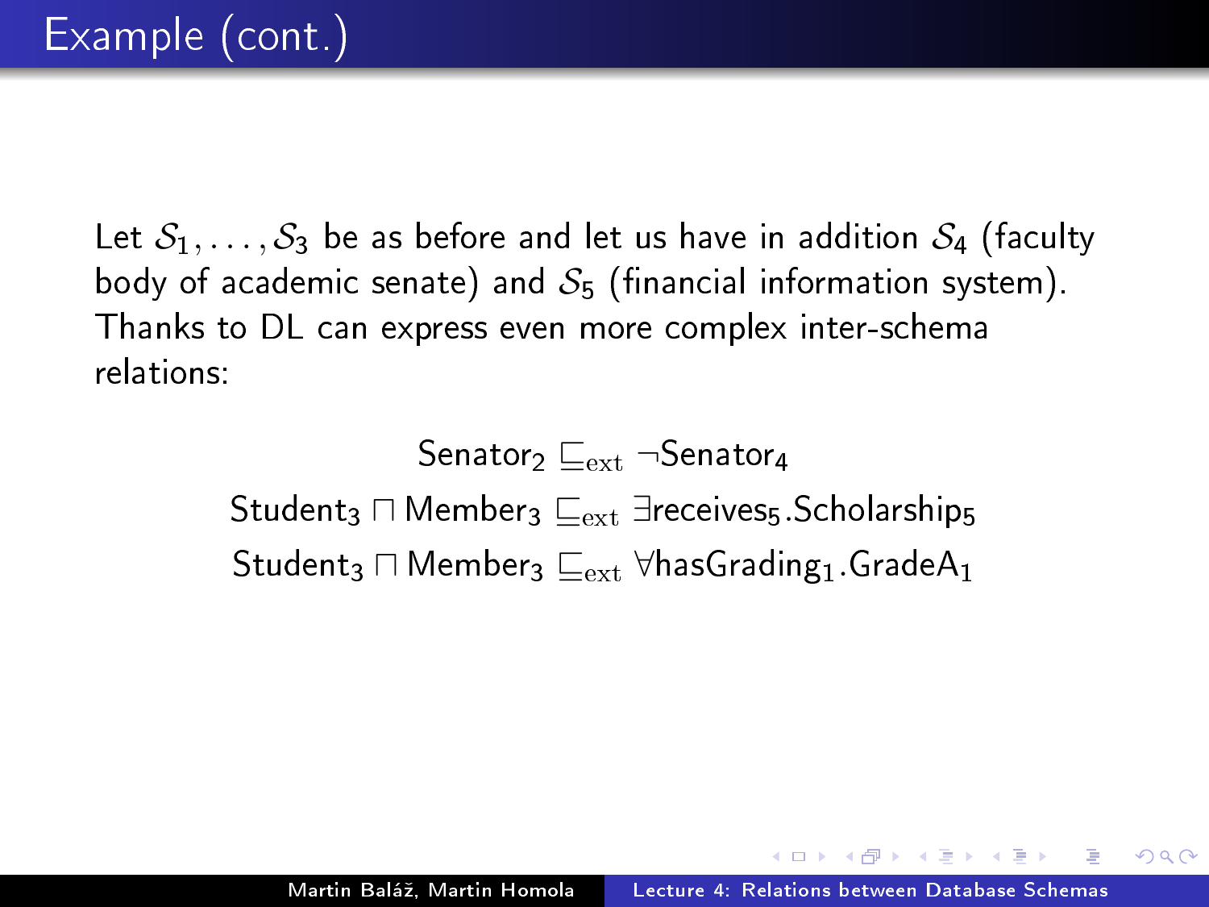# Example (cont.)

Let $\mathcal{S}_1, \ldots, \mathcal{S}_3$ be as before and let us have in addition $\mathcal{S}_4$ (faculty body of academic senate) and $\mathcal{S}_5$ (financial information system). Thanks to DL can express even more complex inter-schema relations:

$$\mathsf{Senator}_2 \sqsubseteq_{\mathrm{ext}} \neg\mathsf{Senator}_4$$

$$\mathsf{Student}_3 \sqcap \mathsf{Member}_3 \sqsubseteq_{\mathrm{ext}} \exists\mathsf{receives}_5.\mathsf{Scholarship}_5$$

$$\mathsf{Student}_3 \sqcap \mathsf{Member}_3 \sqsubseteq_{\mathrm{ext}} \forall\mathsf{hasGrading}_1.\mathsf{GradeA}_1$$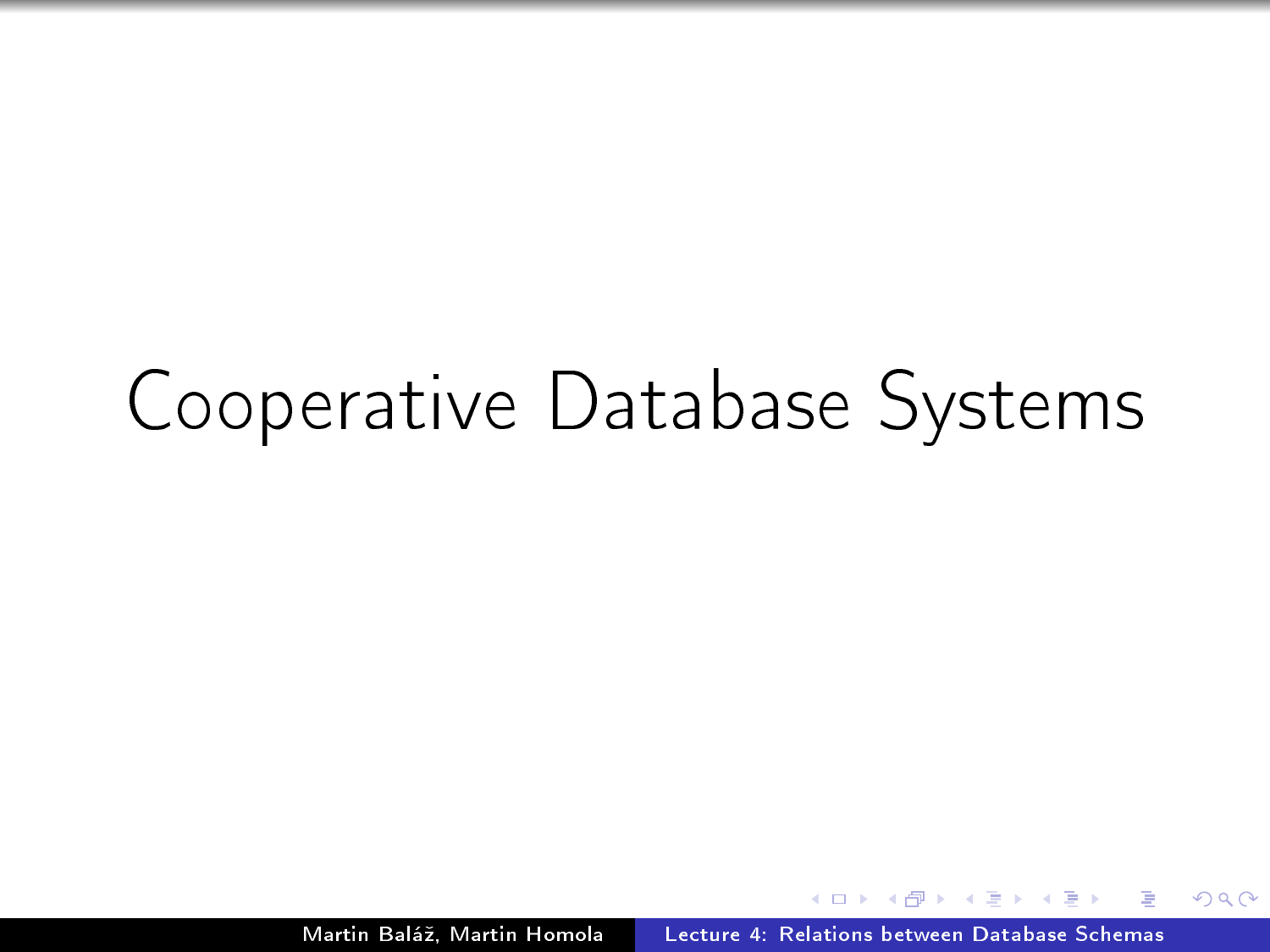# Cooperative Database Systems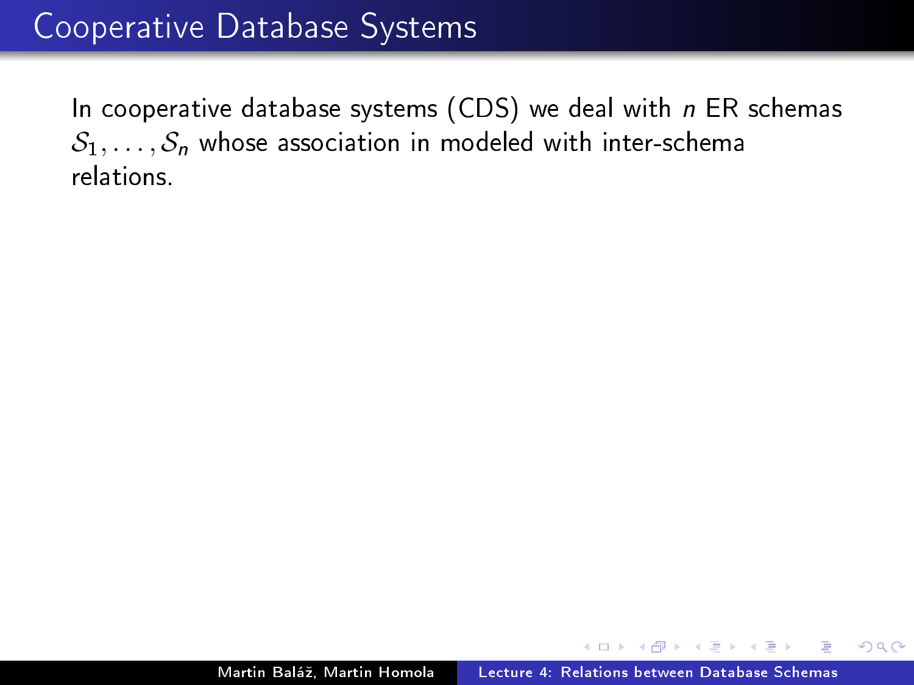# Cooperative Database Systems

In cooperative database systems (CDS) we deal with $n$ ER schemas $\mathcal{S}_1, \ldots, \mathcal{S}_n$ whose association in modeled with inter-schema relations.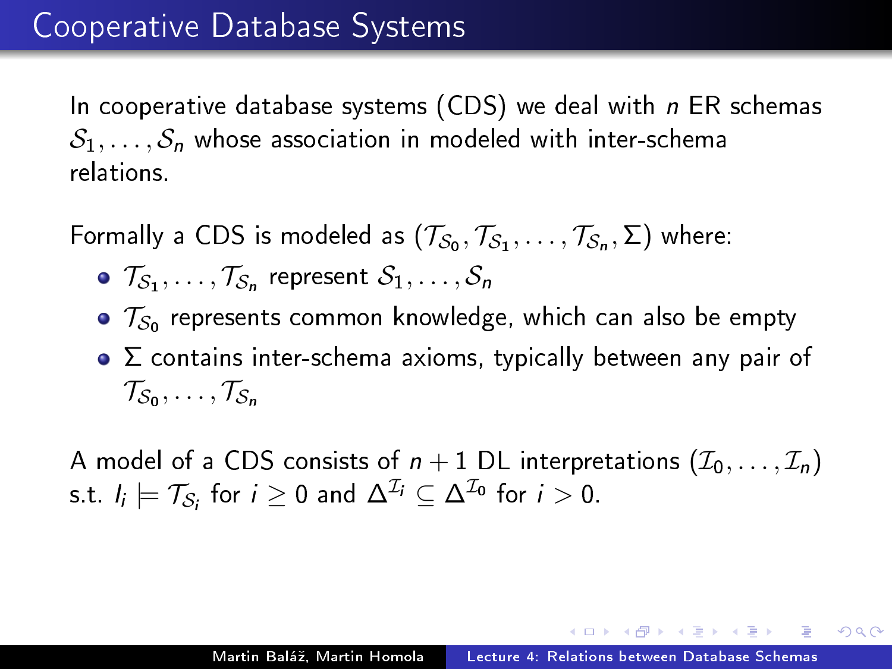# Cooperative Database Systems

In cooperative database systems (CDS) we deal with $n$ ER schemas $\mathcal{S}_1, \ldots, \mathcal{S}_n$ whose association in modeled with inter-schema relations.

Formally a CDS is modeled as $(\mathcal{T}_{\mathcal{S}_0}, \mathcal{T}_{\mathcal{S}_1}, \ldots, \mathcal{T}_{\mathcal{S}_n}, \Sigma)$ where:

- $\mathcal{T}_{\mathcal{S}_1}, \ldots, \mathcal{T}_{\mathcal{S}_n}$ represent $\mathcal{S}_1, \ldots, \mathcal{S}_n$
- $\mathcal{T}_{\mathcal{S}_0}$ represents common knowledge, which can also be empty
- $\Sigma$ contains inter-schema axioms, typically between any pair of $\mathcal{T}_{\mathcal{S}_0}, \ldots, \mathcal{T}_{\mathcal{S}_n}$

A model of a CDS consists of $n+1$ DL interpretations $(\mathcal{I}_0, \ldots, \mathcal{I}_n)$ s.t. $I_i \models \mathcal{T}_{\mathcal{S}_i}$ for $i \geq 0$ and $\Delta^{\mathcal{I}_i} \subseteq \Delta^{\mathcal{I}_0}$ for $i > 0$.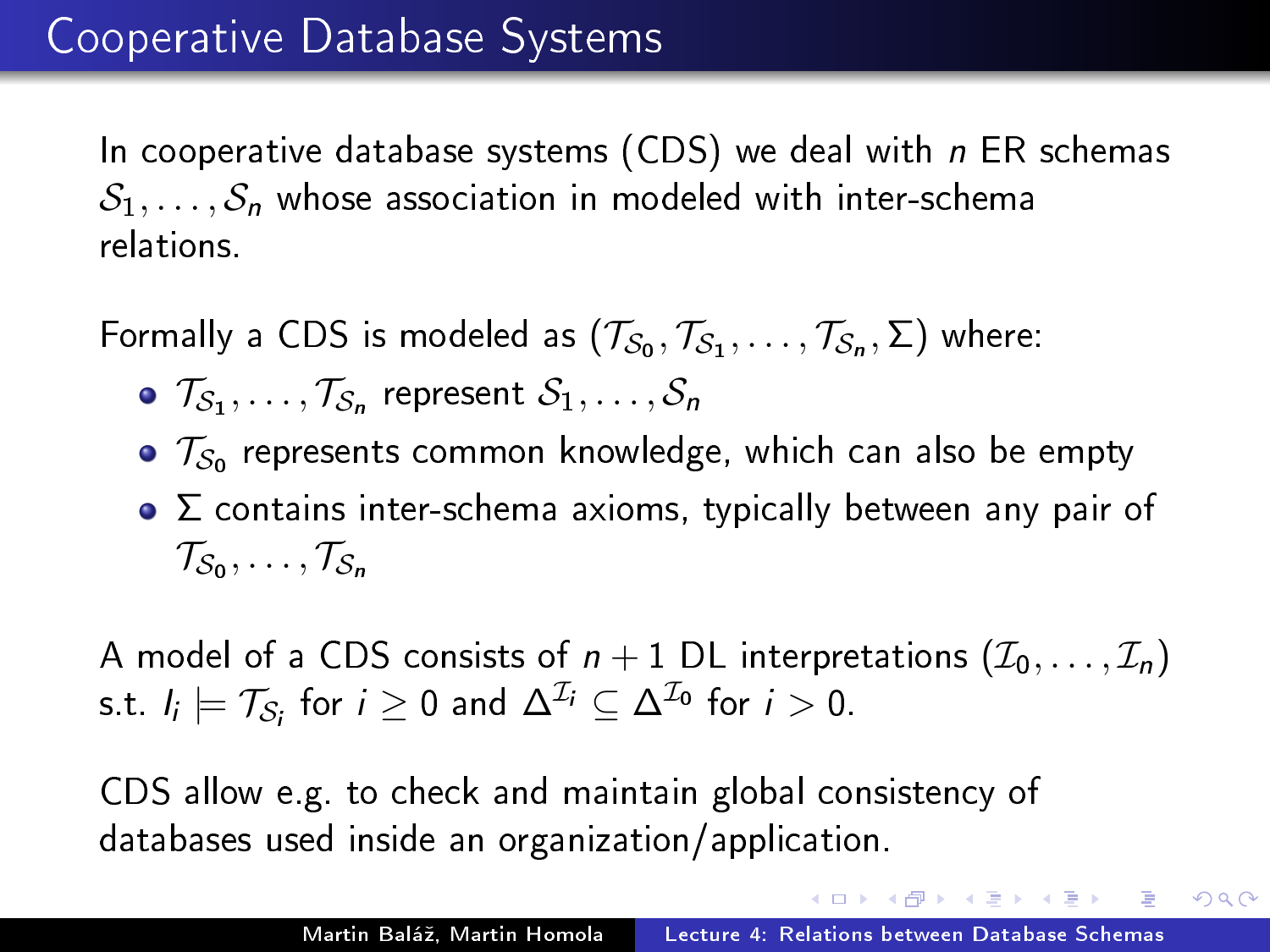# Cooperative Database Systems

In cooperative database systems (CDS) we deal with $n$ ER schemas $\mathcal{S}_1, \ldots, \mathcal{S}_n$ whose association in modeled with inter-schema relations.

Formally a CDS is modeled as $(\mathcal{T}_{\mathcal{S}_0}, \mathcal{T}_{\mathcal{S}_1}, \ldots, \mathcal{T}_{\mathcal{S}_n}, \Sigma)$ where:

- $\mathcal{T}_{\mathcal{S}_1}, \ldots, \mathcal{T}_{\mathcal{S}_n}$ represent $\mathcal{S}_1, \ldots, \mathcal{S}_n$
- $\mathcal{T}_{\mathcal{S}_0}$ represents common knowledge, which can also be empty
- $\Sigma$ contains inter-schema axioms, typically between any pair of $\mathcal{T}_{\mathcal{S}_0}, \ldots, \mathcal{T}_{\mathcal{S}_n}$

A model of a CDS consists of $n+1$ DL interpretations $(\mathcal{I}_0, \ldots, \mathcal{I}_n)$ s.t. $I_i \models \mathcal{T}_{\mathcal{S}_i}$ for $i \geq 0$ and $\Delta^{\mathcal{I}_i} \subseteq \Delta^{\mathcal{I}_0}$ for $i > 0$.

CDS allow e.g. to check and maintain global consistency of databases used inside an organization/application.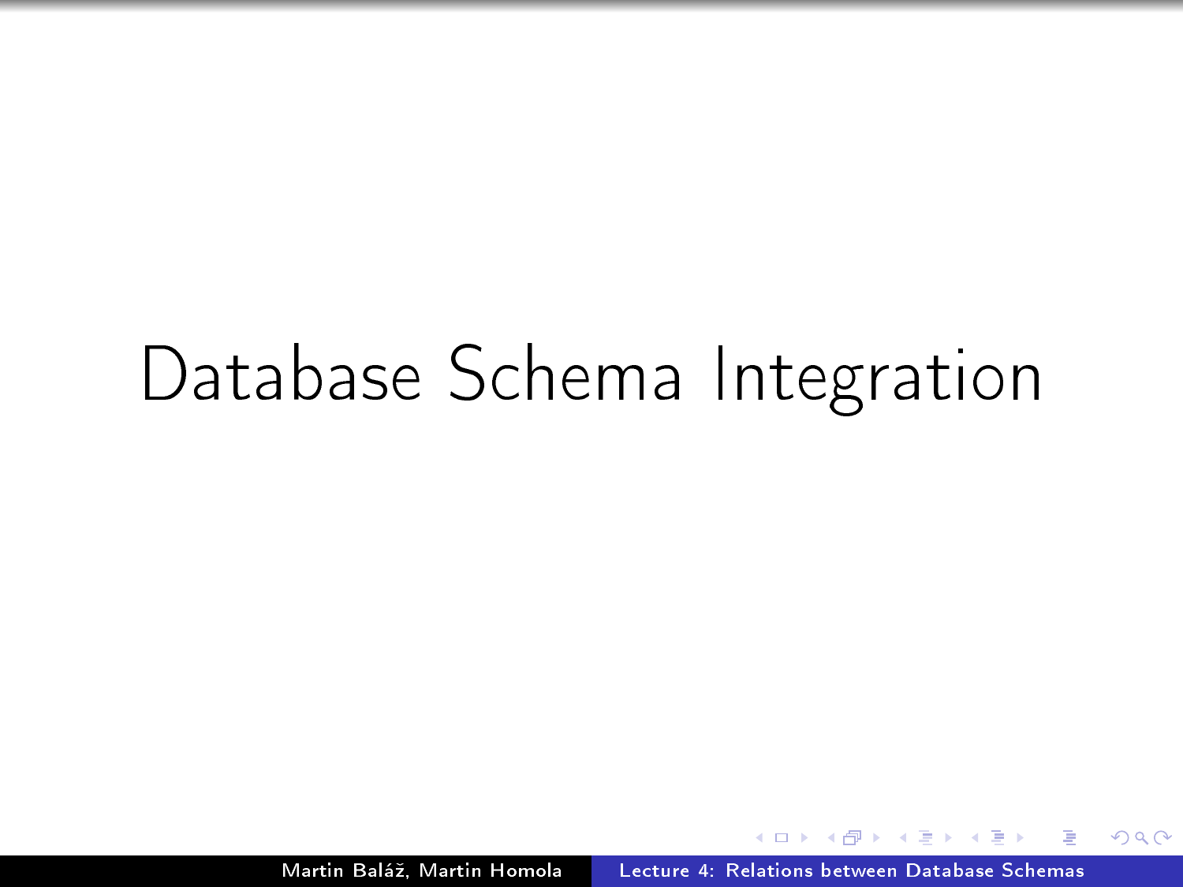# Database Schema Integration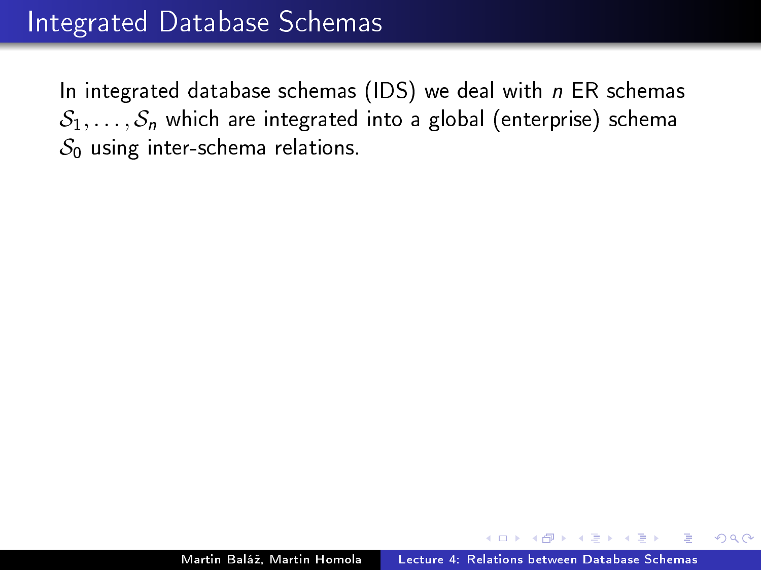# Integrated Database Schemas

In integrated database schemas (IDS) we deal with $n$ ER schemas $\mathcal{S}_1, \ldots, \mathcal{S}_n$ which are integrated into a global (enterprise) schema $\mathcal{S}_0$ using inter-schema relations.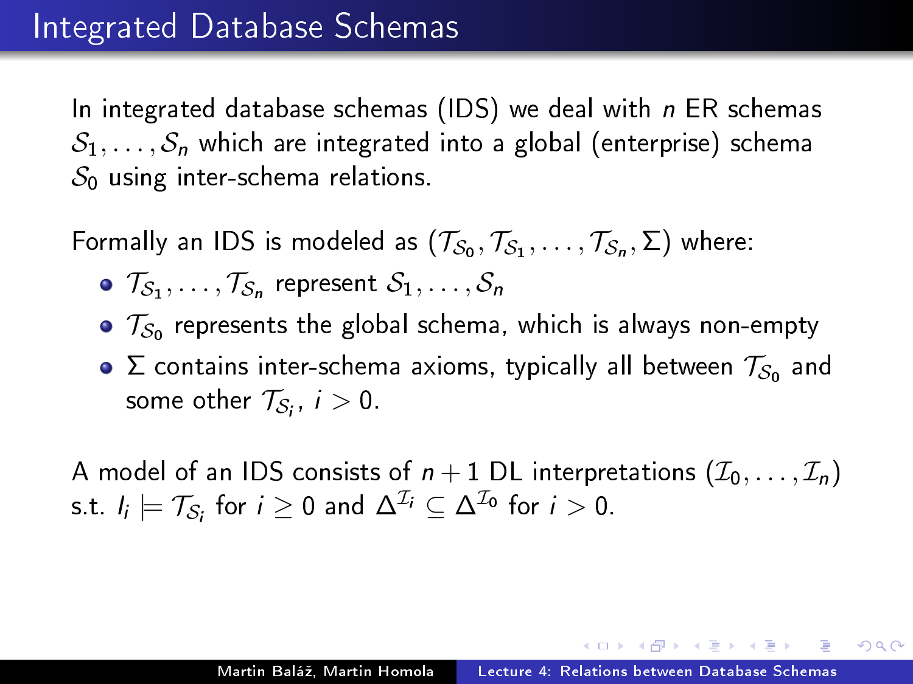# Integrated Database Schemas

In integrated database schemas (IDS) we deal with $n$ ER schemas $\mathcal{S}_1, \dots, \mathcal{S}_n$ which are integrated into a global (enterprise) schema $\mathcal{S}_0$ using inter-schema relations.

Formally an IDS is modeled as $(\mathcal{T}_{\mathcal{S}_0}, \mathcal{T}_{\mathcal{S}_1}, \dots, \mathcal{T}_{\mathcal{S}_n}, \Sigma)$ where:

- $\mathcal{T}_{\mathcal{S}_1}, \dots, \mathcal{T}_{\mathcal{S}_n}$ represent $\mathcal{S}_1, \dots, \mathcal{S}_n$
- $\mathcal{T}_{\mathcal{S}_0}$ represents the global schema, which is always non-empty
- $\Sigma$ contains inter-schema axioms, typically all between $\mathcal{T}_{\mathcal{S}_0}$ and some other $\mathcal{T}_{\mathcal{S}_i}$, $i > 0$.

A model of an IDS consists of $n + 1$ DL interpretations $(\mathcal{I}_0, \dots, \mathcal{I}_n)$ s.t. $I_i \models \mathcal{T}_{\mathcal{S}_i}$ for $i \geq 0$ and $\Delta^{\mathcal{I}_i} \subseteq \Delta^{\mathcal{I}_0}$ for $i > 0$.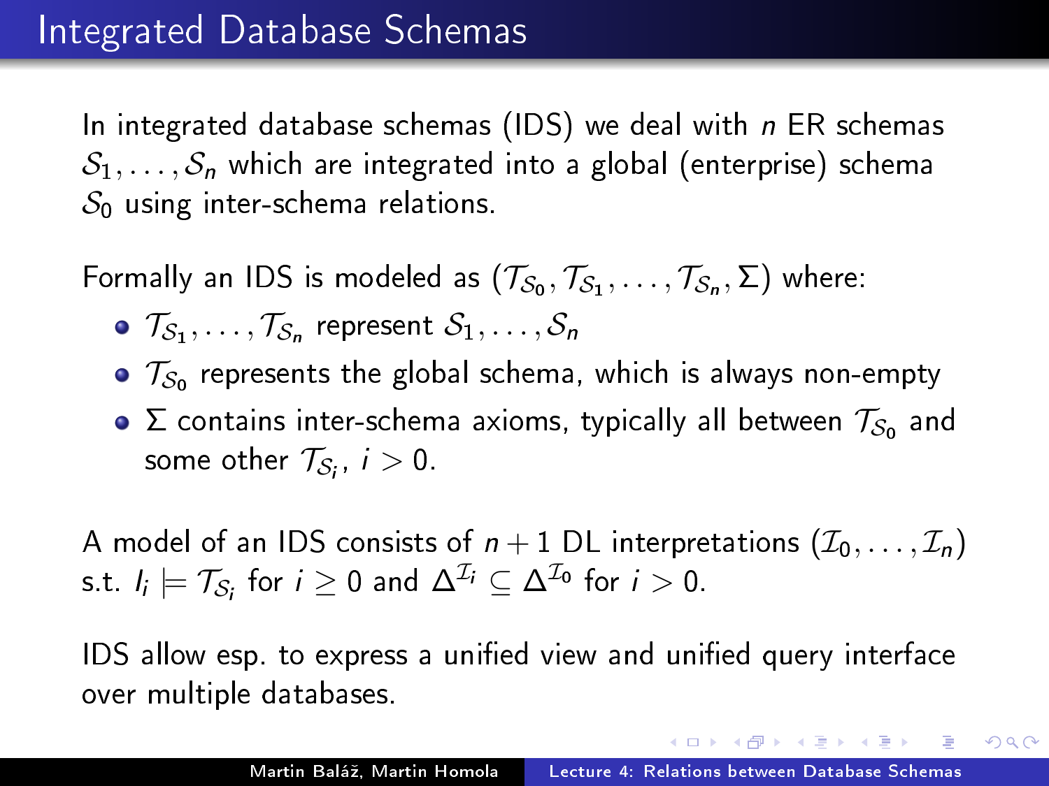# Integrated Database Schemas

In integrated database schemas (IDS) we deal with $n$ ER schemas $\mathcal{S}_1, \ldots, \mathcal{S}_n$ which are integrated into a global (enterprise) schema $\mathcal{S}_0$ using inter-schema relations.

Formally an IDS is modeled as $(\mathcal{T}_{\mathcal{S}_0}, \mathcal{T}_{\mathcal{S}_1}, \ldots, \mathcal{T}_{\mathcal{S}_n}, \Sigma)$ where:

- $\mathcal{T}_{\mathcal{S}_1}, \ldots, \mathcal{T}_{\mathcal{S}_n}$ represent $\mathcal{S}_1, \ldots, \mathcal{S}_n$
- $\mathcal{T}_{\mathcal{S}_0}$ represents the global schema, which is always non-empty
- $\Sigma$ contains inter-schema axioms, typically all between $\mathcal{T}_{\mathcal{S}_0}$ and some other $\mathcal{T}_{\mathcal{S}_i}$, $i > 0$.

A model of an IDS consists of $n+1$ DL interpretations $(\mathcal{I}_0, \ldots, \mathcal{I}_n)$ s.t. $I_i \models \mathcal{T}_{\mathcal{S}_i}$ for $i \geq 0$ and $\Delta^{\mathcal{I}_i} \subseteq \Delta^{\mathcal{I}_0}$ for $i > 0$.

IDS allow esp. to express a unified view and unified query interface over multiple databases.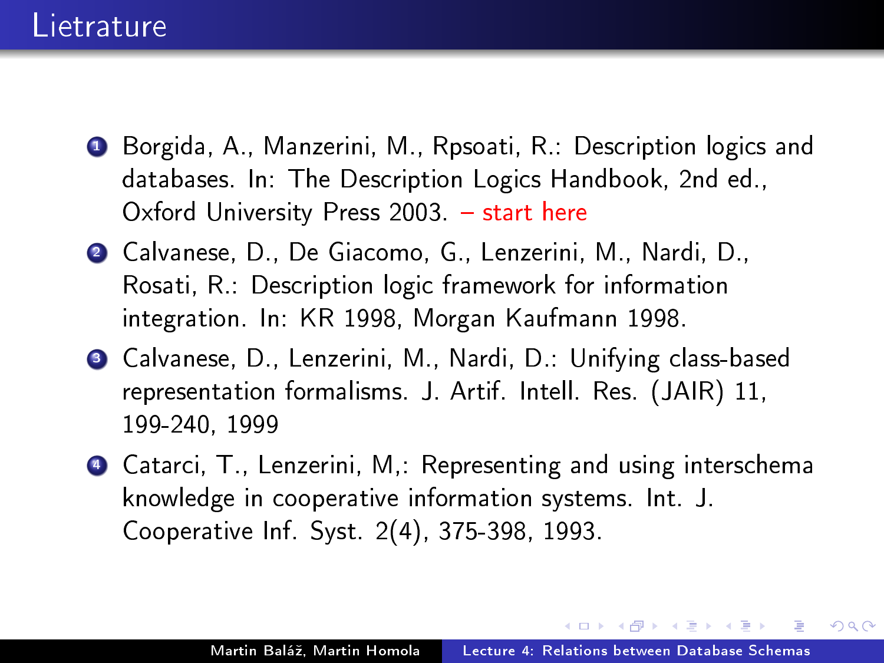# Lietrature

1. Borgida, A., Manzerini, M., Rpsoati, R.: Description logics and databases. In: The Description Logics Handbook, 2nd ed., Oxford University Press 2003. – start here
2. Calvanese, D., De Giacomo, G., Lenzerini, M., Nardi, D., Rosati, R.: Description logic framework for information integration. In: KR 1998, Morgan Kaufmann 1998.
3. Calvanese, D., Lenzerini, M., Nardi, D.: Unifying class-based representation formalisms. J. Artif. Intell. Res. (JAIR) 11, 199-240, 1999
4. Catarci, T., Lenzerini, M,: Representing and using interschema knowledge in cooperative information systems. Int. J. Cooperative Inf. Syst. 2(4), 375-398, 1993.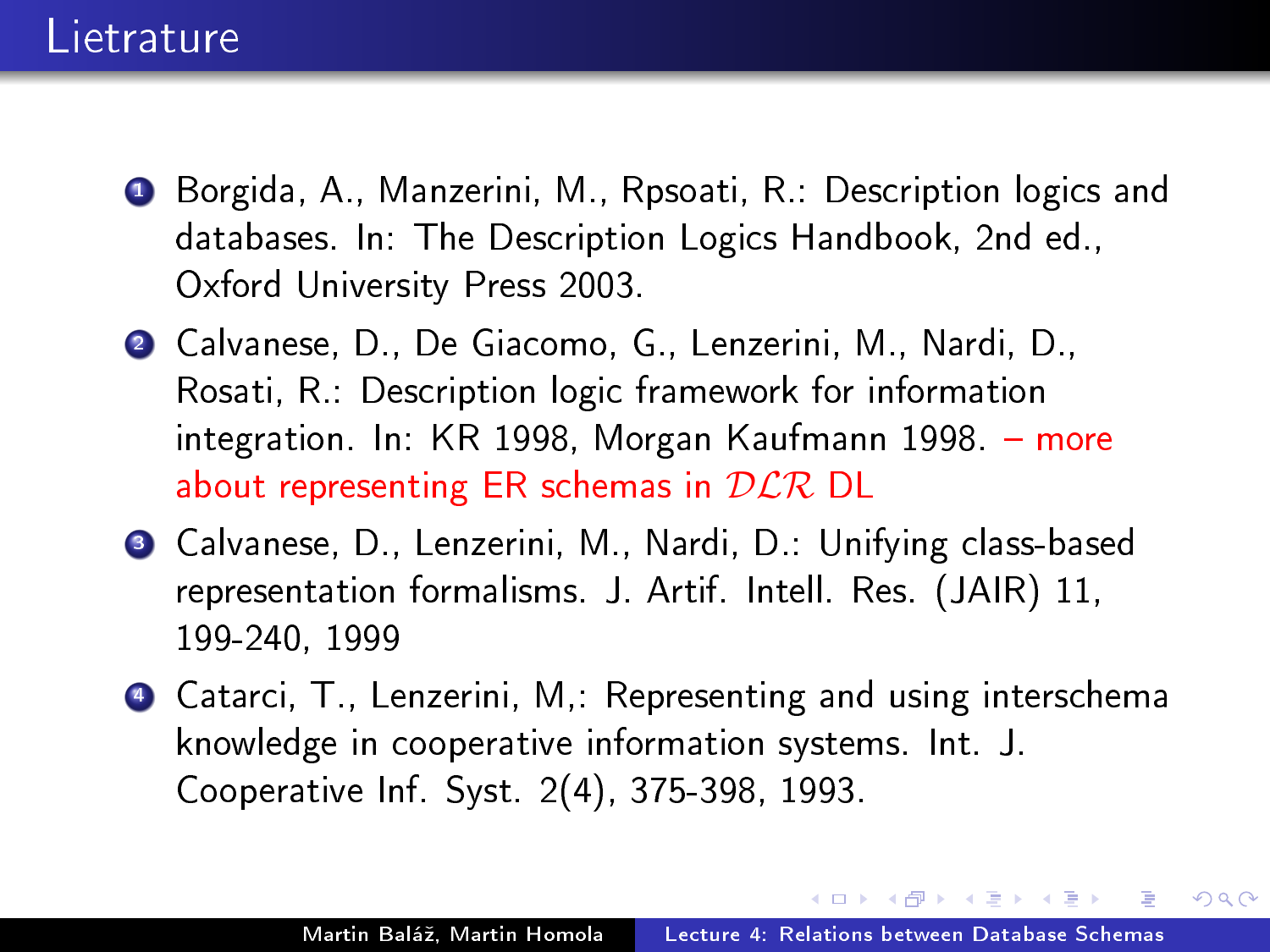# Lietrature

1. Borgida, A., Manzerini, M., Rpsoati, R.: Description logics and databases. In: The Description Logics Handbook, 2nd ed., Oxford University Press 2003.
2. Calvanese, D., De Giacomo, G., Lenzerini, M., Nardi, D., Rosati, R.: Description logic framework for information integration. In: KR 1998, Morgan Kaufmann 1998. – more about representing ER schemas in $\mathcal{DLR}$ DL
3. Calvanese, D., Lenzerini, M., Nardi, D.: Unifying class-based representation formalisms. J. Artif. Intell. Res. (JAIR) 11, 199-240, 1999
4. Catarci, T., Lenzerini, M,: Representing and using interschema knowledge in cooperative information systems. Int. J. Cooperative Inf. Syst. 2(4), 375-398, 1993.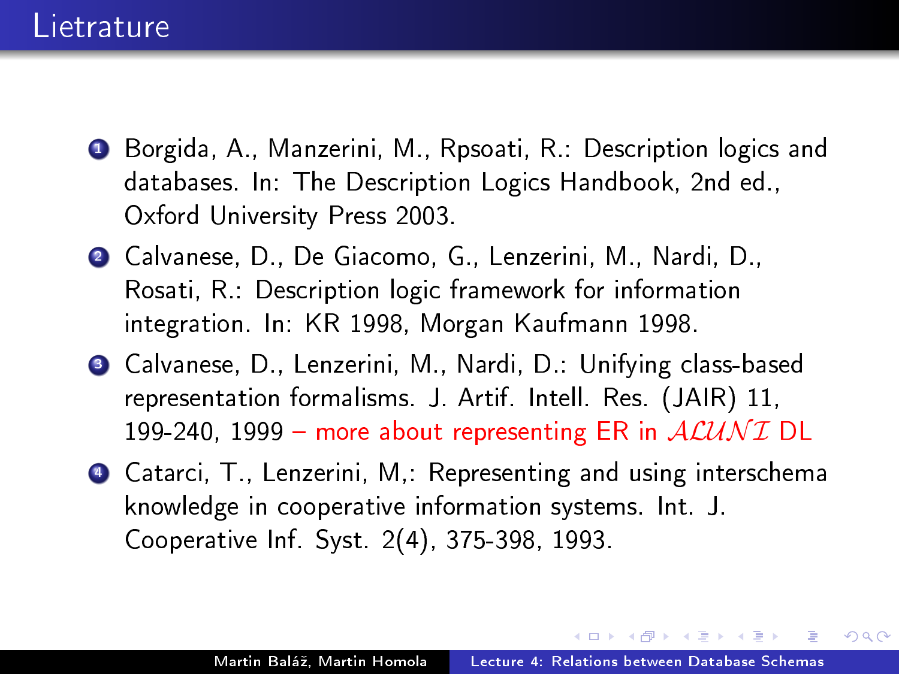# Lietrature

1. Borgida, A., Manzerini, M., Rpsoati, R.: Description logics and databases. In: The Description Logics Handbook, 2nd ed., Oxford University Press 2003.
2. Calvanese, D., De Giacomo, G., Lenzerini, M., Nardi, D., Rosati, R.: Description logic framework for information integration. In: KR 1998, Morgan Kaufmann 1998.
3. Calvanese, D., Lenzerini, M., Nardi, D.: Unifying class-based representation formalisms. J. Artif. Intell. Res. (JAIR) 11, 199-240, 1999 – more about representing ER in $\mathcal{ALUNI}$ DL
4. Catarci, T., Lenzerini, M,: Representing and using interschema knowledge in cooperative information systems. Int. J. Cooperative Inf. Syst. 2(4), 375-398, 1993.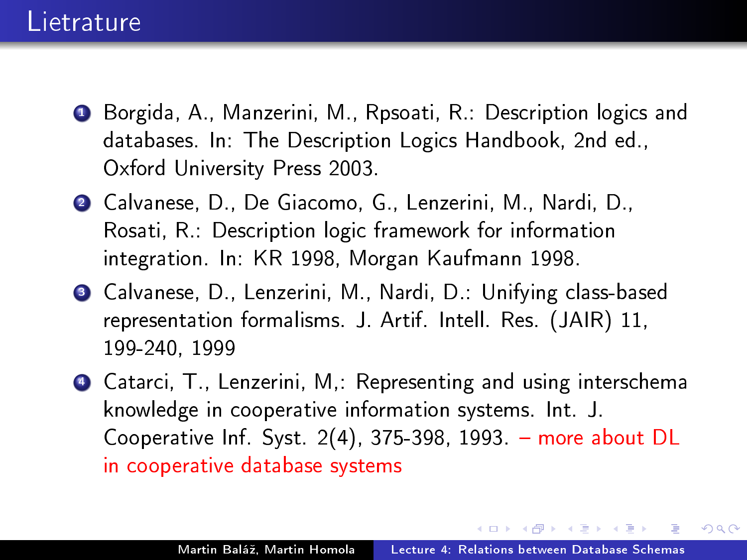# Lietrature

1. Borgida, A., Manzerini, M., Rpsoati, R.: Description logics and databases. In: The Description Logics Handbook, 2nd ed., Oxford University Press 2003.
2. Calvanese, D., De Giacomo, G., Lenzerini, M., Nardi, D., Rosati, R.: Description logic framework for information integration. In: KR 1998, Morgan Kaufmann 1998.
3. Calvanese, D., Lenzerini, M., Nardi, D.: Unifying class-based representation formalisms. J. Artif. Intell. Res. (JAIR) 11, 199-240, 1999
4. Catarci, T., Lenzerini, M,: Representing and using interschema knowledge in cooperative information systems. Int. J. Cooperative Inf. Syst. 2(4), 375-398, 1993. – more about DL in cooperative database systems